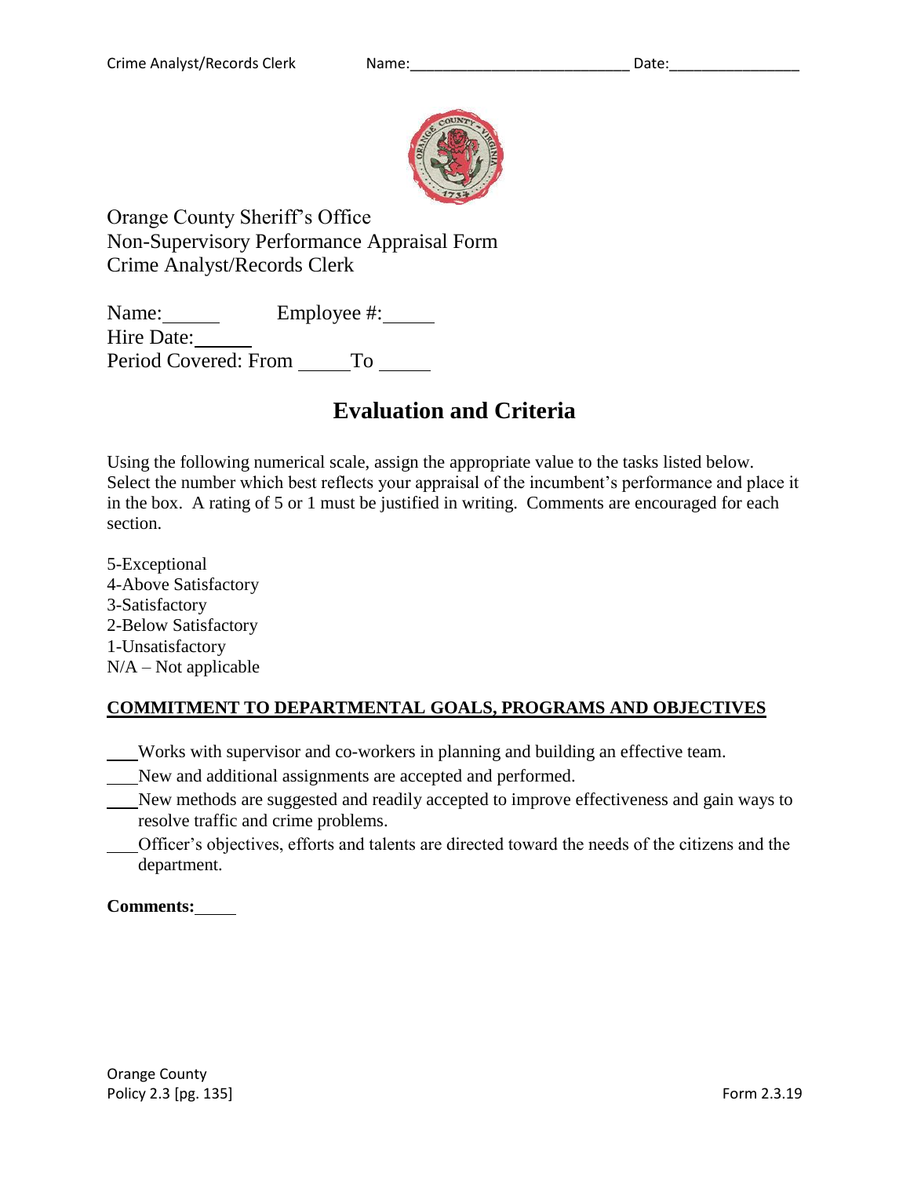Orange County Sheriff's Office
Non-Supervisory Performance Appraisal Form
Crime Analyst/Records Clerk

Name:______ Employee #:_____
Hire Date:______
Period Covered: From _____To _____

# Evaluation and Criteria

Using the following numerical scale, assign the appropriate value to the tasks listed below. Select the number which best reflects your appraisal of the incumbent's performance and place it in the box. A rating of 5 or 1 must be justified in writing. Comments are encouraged for each section.

5-Exceptional
4-Above Satisfactory
3-Satisfactory
2-Below Satisfactory
1-Unsatisfactory
N/A – Not applicable

## COMMITMENT TO DEPARTMENTAL GOALS, PROGRAMS AND OBJECTIVES

___Works with supervisor and co-workers in planning and building an effective team.
___New and additional assignments are accepted and performed.
___New methods are suggested and readily accepted to improve effectiveness and gain ways to resolve traffic and crime problems.
___Officer's objectives, efforts and talents are directed toward the needs of the citizens and the department.

**Comments:**_____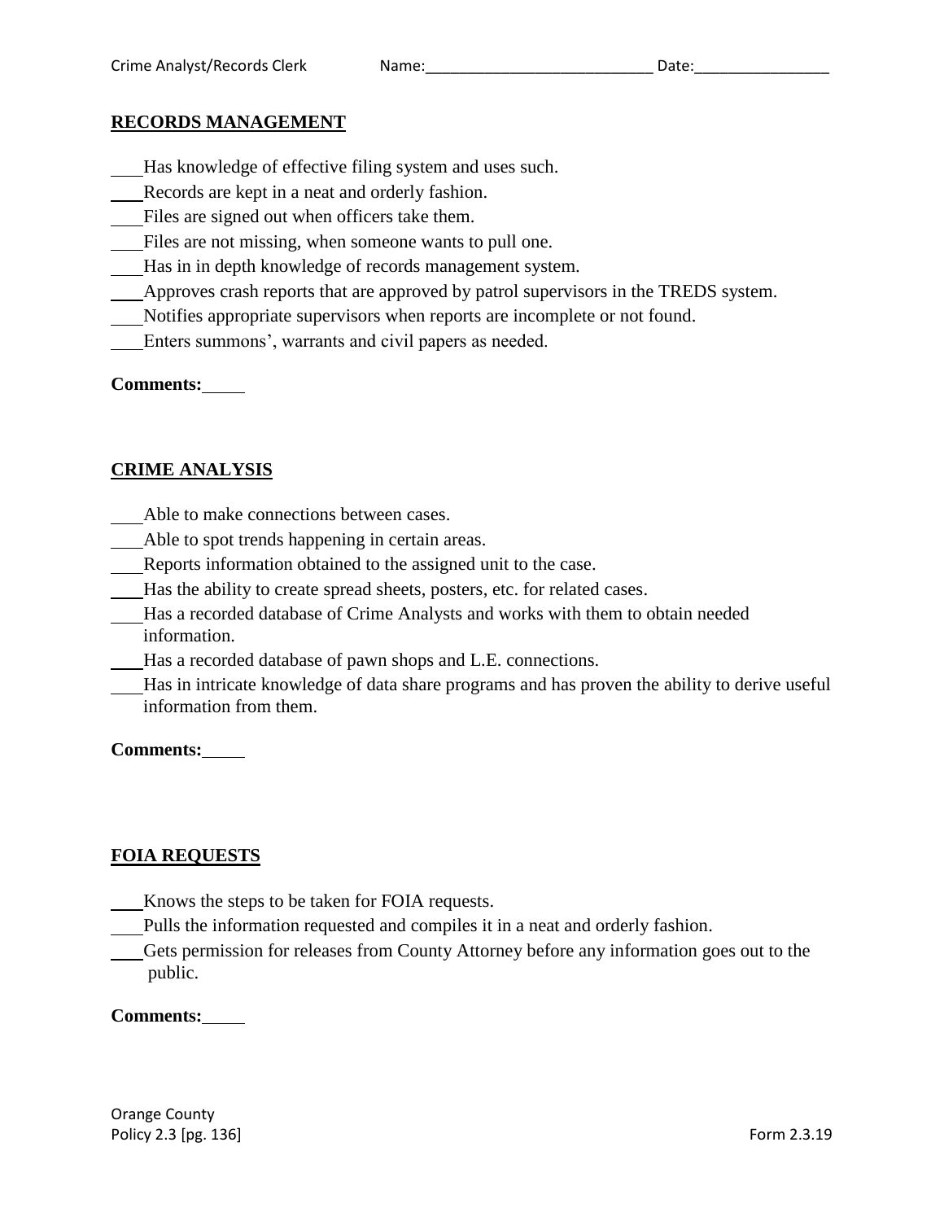Crime Analyst/Records Clerk Name:___________________________ Date:________________

## RECORDS MANAGEMENT

___Has knowledge of effective filing system and uses such.
___Records are kept in a neat and orderly fashion.
___Files are signed out when officers take them.
___Files are not missing, when someone wants to pull one.
___Has in in depth knowledge of records management system.
___Approves crash reports that are approved by patrol supervisors in the TREDS system.
___Notifies appropriate supervisors when reports are incomplete or not found.
___Enters summons', warrants and civil papers as needed.

**Comments:**_____

## CRIME ANALYSIS

___Able to make connections between cases.
___Able to spot trends happening in certain areas.
___Reports information obtained to the assigned unit to the case.
___Has the ability to create spread sheets, posters, etc. for related cases.
___Has a recorded database of Crime Analysts and works with them to obtain needed information.
___Has a recorded database of pawn shops and L.E. connections.
___Has in intricate knowledge of data share programs and has proven the ability to derive useful information from them.

**Comments:**_____

## FOIA REQUESTS

___Knows the steps to be taken for FOIA requests.
___Pulls the information requested and compiles it in a neat and orderly fashion.
___Gets permission for releases from County Attorney before any information goes out to the public.

**Comments:**_____

Orange County
Policy 2.3 [pg. 136] Form 2.3.19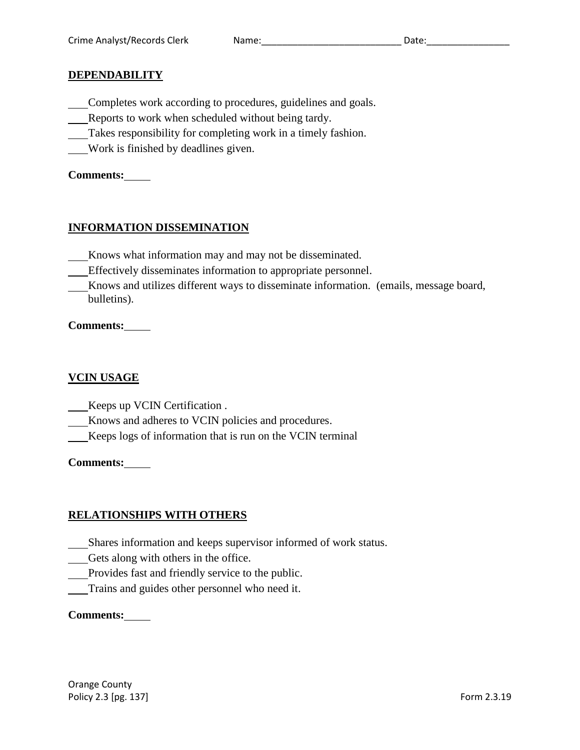## DEPENDABILITY

___Completes work according to procedures, guidelines and goals.
___Reports to work when scheduled without being tardy.
___Takes responsibility for completing work in a timely fashion.
___Work is finished by deadlines given.

**Comments:**_____

## INFORMATION DISSEMINATION

___Knows what information may and may not be disseminated.
___Effectively disseminates information to appropriate personnel.
___Knows and utilizes different ways to disseminate information. (emails, message board, bulletins).

**Comments:**_____

## VCIN USAGE

___Keeps up VCIN Certification .
___Knows and adheres to VCIN policies and procedures.
___Keeps logs of information that is run on the VCIN terminal

**Comments:**_____

## RELATIONSHIPS WITH OTHERS

___Shares information and keeps supervisor informed of work status.
___Gets along with others in the office.
___Provides fast and friendly service to the public.
___Trains and guides other personnel who need it.

**Comments:**_____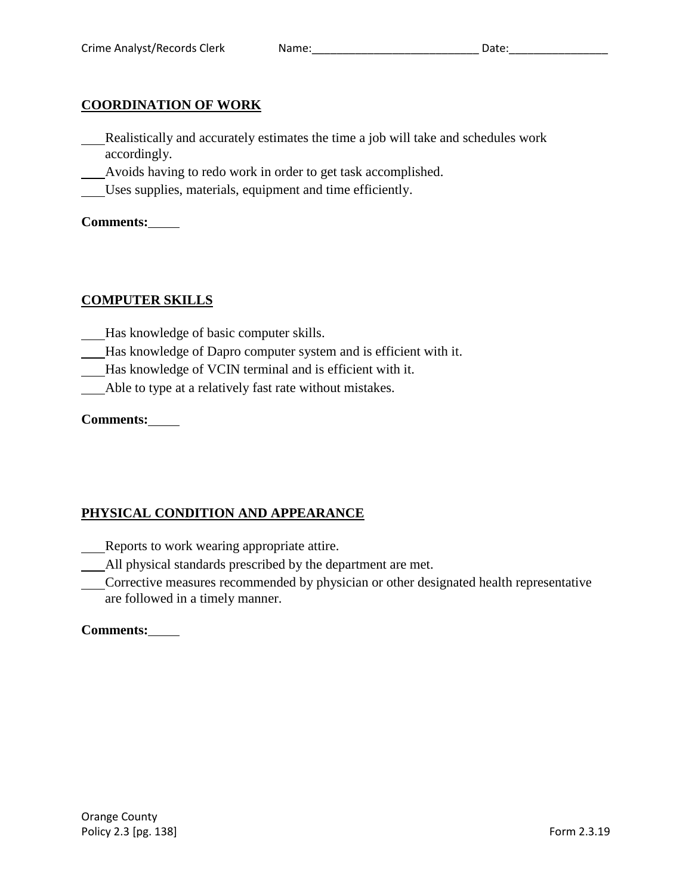Crime Analyst/Records Clerk Name:____________________________ Date:________________

## COORDINATION OF WORK

___ Realistically and accurately estimates the time a job will take and schedules work accordingly.
___ Avoids having to redo work in order to get task accomplished.
___ Uses supplies, materials, equipment and time efficiently.

**Comments:**_____

## COMPUTER SKILLS

___ Has knowledge of basic computer skills.
___ Has knowledge of Dapro computer system and is efficient with it.
___ Has knowledge of VCIN terminal and is efficient with it.
___ Able to type at a relatively fast rate without mistakes.

**Comments:**_____

## PHYSICAL CONDITION AND APPEARANCE

___ Reports to work wearing appropriate attire.
___ All physical standards prescribed by the department are met.
___ Corrective measures recommended by physician or other designated health representative are followed in a timely manner.

**Comments:**_____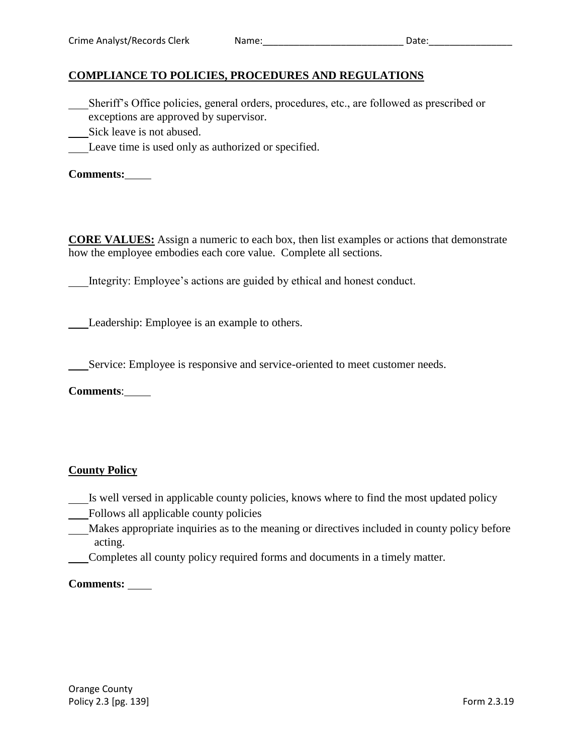Crime Analyst/Records Clerk Name:___________________________ Date:________________

**COMPLIANCE TO POLICIES, PROCEDURES AND REGULATIONS**

___Sheriff's Office policies, general orders, procedures, etc., are followed as prescribed or exceptions are approved by supervisor.

___Sick leave is not abused.

___Leave time is used only as authorized or specified.

**Comments:**_____

**CORE VALUES:** Assign a numeric to each box, then list examples or actions that demonstrate how the employee embodies each core value. Complete all sections.

___Integrity: Employee's actions are guided by ethical and honest conduct.

___Leadership: Employee is an example to others.

___Service: Employee is responsive and service-oriented to meet customer needs.

**Comments**:_____

**County Policy**

___Is well versed in applicable county policies, knows where to find the most updated policy

___Follows all applicable county policies

___Makes appropriate inquiries as to the meaning or directives included in county policy before acting.

___Completes all county policy required forms and documents in a timely matter.

**Comments:** _____

Orange County
Policy 2.3 [pg. 139] Form 2.3.19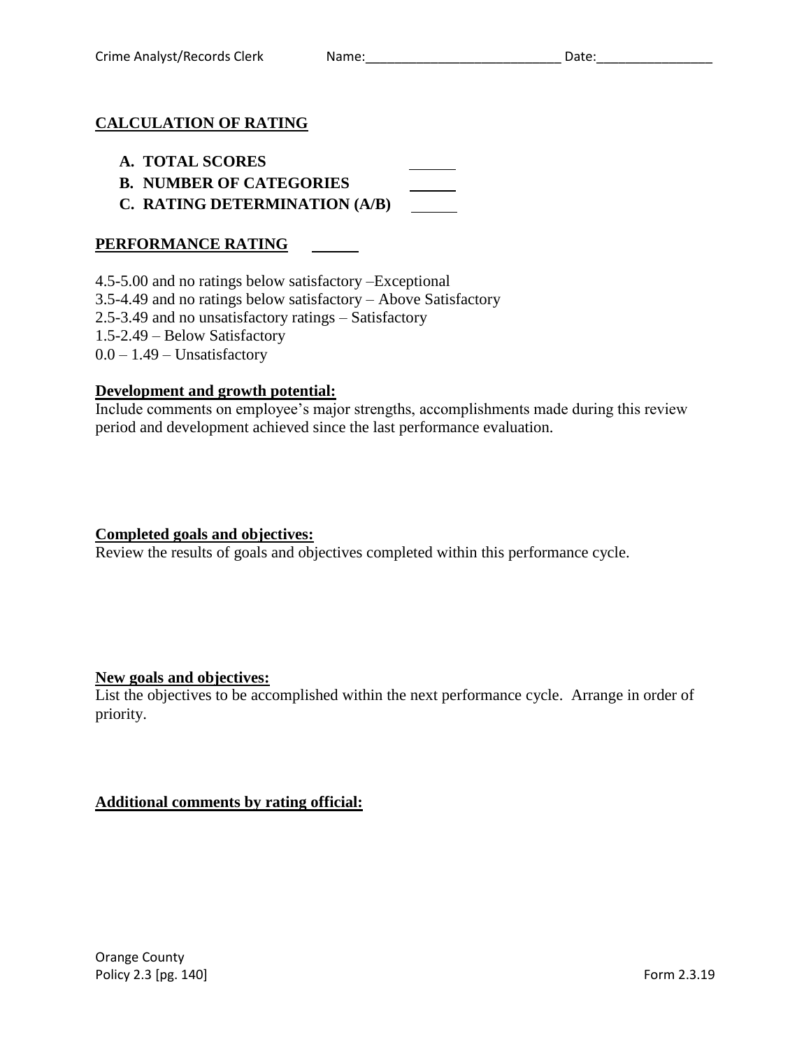## CALCULATION OF RATING

A. **TOTAL SCORES** ______
B. **NUMBER OF CATEGORIES** ______
C. **RATING DETERMINATION (A/B)** ______

## PERFORMANCE RATING ______

4.5-5.00 and no ratings below satisfactory –Exceptional
3.5-4.49 and no ratings below satisfactory – Above Satisfactory
2.5-3.49 and no unsatisfactory ratings – Satisfactory
1.5-2.49 – Below Satisfactory
0.0 – 1.49 – Unsatisfactory

**Development and growth potential:**
Include comments on employee's major strengths, accomplishments made during this review period and development achieved since the last performance evaluation.

**Completed goals and objectives:**
Review the results of goals and objectives completed within this performance cycle.

**New goals and objectives:**
List the objectives to be accomplished within the next performance cycle. Arrange in order of priority.

**Additional comments by rating official:**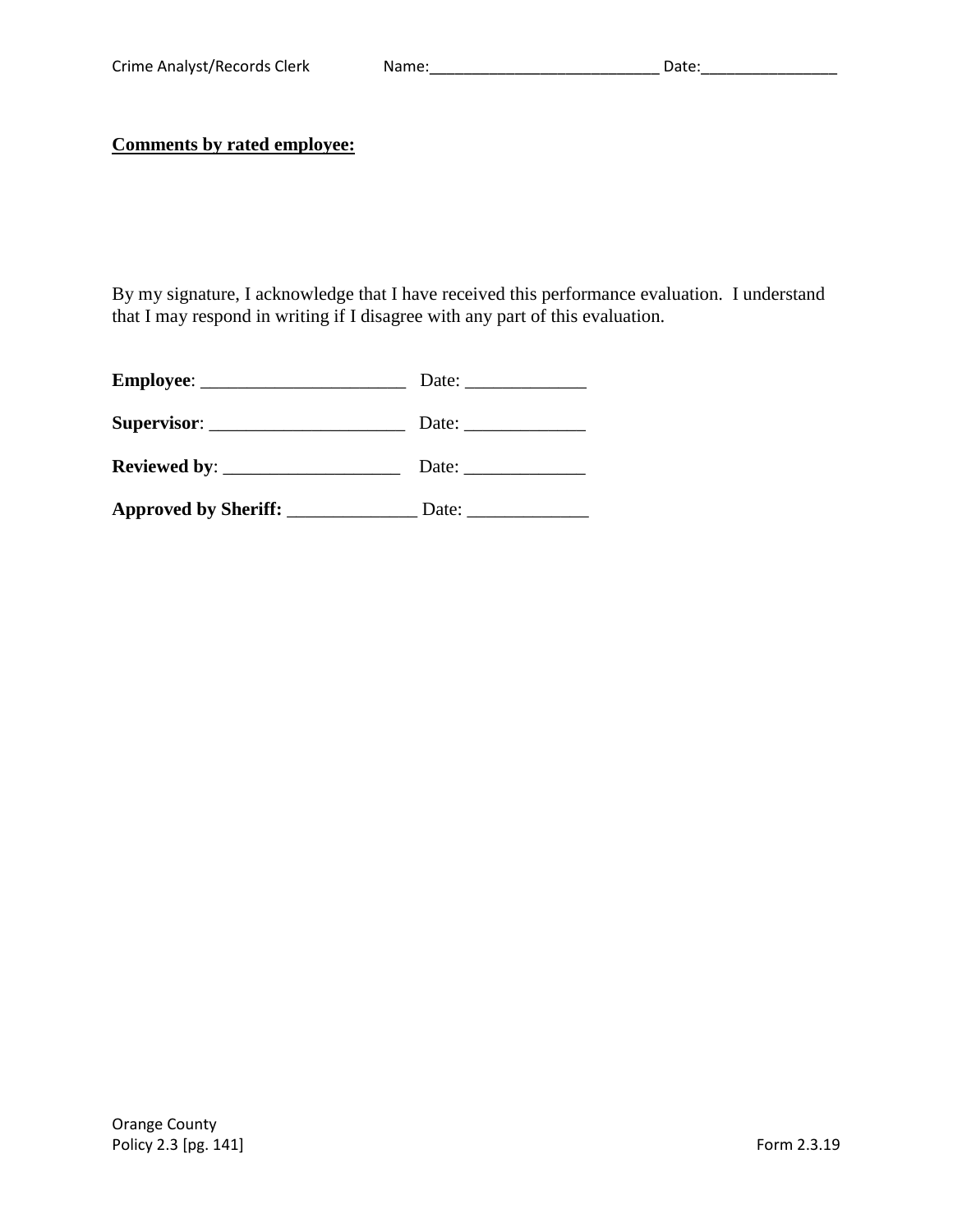**Comments by rated employee:**

By my signature, I acknowledge that I have received this performance evaluation. I understand that I may respond in writing if I disagree with any part of this evaluation.

**Employee**: ______________________ Date: _____________

**Supervisor**: _____________________ Date: _____________

**Reviewed by**: ___________________ Date: _____________

**Approved by Sheriff:** ______________ Date: _____________